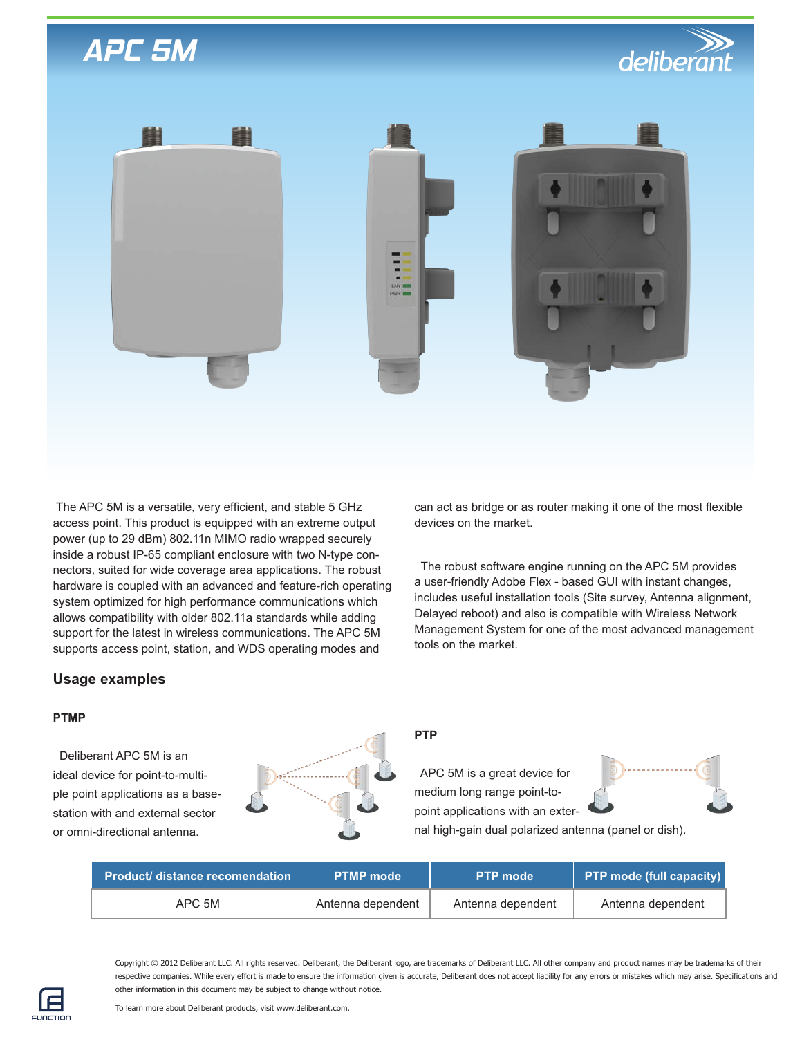# APC 5M

deliberant

The APC 5M is a versatile, very efficient, and stable 5 GHz access point. This product is equipped with an extreme output power (up to 29 dBm) 802.11n MIMO radio wrapped securely inside a robust IP-65 compliant enclosure with two N-type connectors, suited for wide coverage area applications. The robust hardware is coupled with an advanced and feature-rich operating system optimized for high performance communications which allows compatibility with older 802.11a standards while adding support for the latest in wireless communications. The APC 5M supports access point, station, and WDS operating modes and can act as bridge or as router making it one of the most flexible devices on the market.

The robust software engine running on the APC 5M provides a user-friendly Adobe Flex - based GUI with instant changes, includes useful installation tools (Site survey, Antenna alignment, Delayed reboot) and also is compatible with Wireless Network Management System for one of the most advanced management tools on the market.

## Usage examples

### PTMP

Deliberant APC 5M is an ideal device for point-to-multiple point applications as a base-station with and external sector or omni-directional antenna.

### PTP

APC 5M is a great device for medium long range point-to-point applications with an external high-gain dual polarized antenna (panel or dish).

| Product/ distance recomendation | PTMP mode | PTP mode | PTP mode (full capacity) |
|---|---|---|---|
| APC 5M | Antenna dependent | Antenna dependent | Antenna dependent |

Copyright © 2012 Deliberant LLC. All rights reserved. Deliberant, the Deliberant logo, are trademarks of Deliberant LLC. All other company and product names may be trademarks of their respective companies. While every effort is made to ensure the information given is accurate, Deliberant does not accept liability for any errors or mistakes which may arise. Specifications and other information in this document may be subject to change without notice.

To learn more about Deliberant products, visit www.deliberant.com.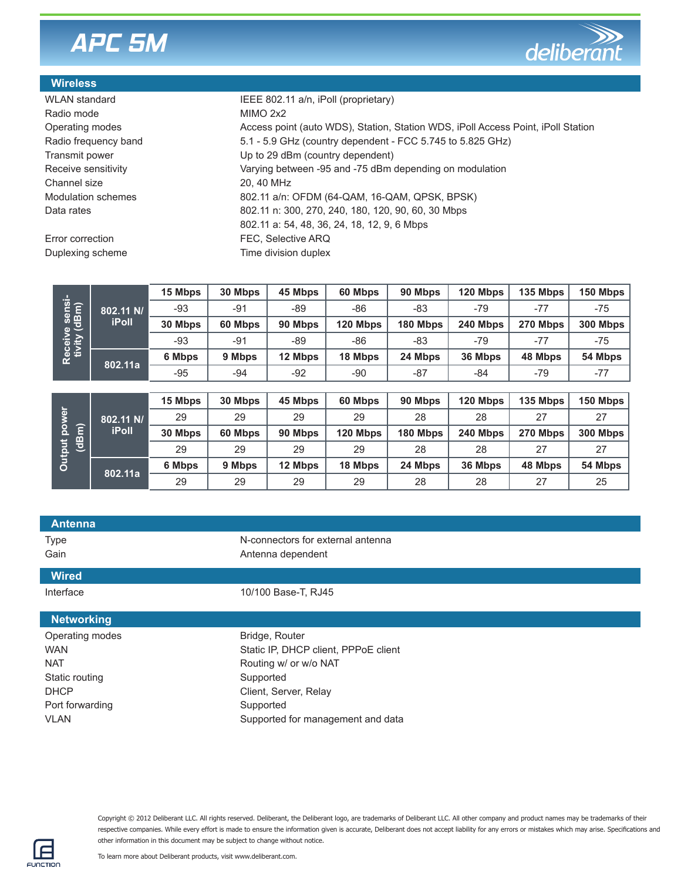# APC 5M

## Wireless

| | |
|---|---|
| WLAN standard | IEEE 802.11 a/n, iPoll (proprietary) |
| Radio mode | MIMO 2x2 |
| Operating modes | Access point (auto WDS), Station, Station WDS, iPoll Access Point, iPoll Station |
| Radio frequency band | 5.1 - 5.9 GHz (country dependent - FCC 5.745 to 5.825 GHz) |
| Transmit power | Up to 29 dBm (country dependent) |
| Receive sensitivity | Varying between -95 and -75 dBm depending on modulation |
| Channel size | 20, 40 MHz |
| Modulation schemes | 802.11 a/n: OFDM (64-QAM, 16-QAM, QPSK, BPSK) |
| Data rates | 802.11 n: 300, 270, 240, 180, 120, 90, 60, 30 Mbps<br>802.11 a: 54, 48, 36, 24, 18, 12, 9, 6 Mbps |
| Error correction | FEC, Selective ARQ |
| Duplexing scheme | Time division duplex |

| Receive sensitivity (dBm) | | | | | | | | | |
|---|---|---|---|---|---|---|---|---|---|
| 802.11 N/ iPoll | **15 Mbps** | **30 Mbps** | **45 Mbps** | **60 Mbps** | **90 Mbps** | **120 Mbps** | **135 Mbps** | **150 Mbps** |
| | -93 | -91 | -89 | -86 | -83 | -79 | -77 | -75 |
| | **30 Mbps** | **60 Mbps** | **90 Mbps** | **120 Mbps** | **180 Mbps** | **240 Mbps** | **270 Mbps** | **300 Mbps** |
| | -93 | -91 | -89 | -86 | -83 | -79 | -77 | -75 |
| 802.11a | **6 Mbps** | **9 Mbps** | **12 Mbps** | **18 Mbps** | **24 Mbps** | **36 Mbps** | **48 Mbps** | **54 Mbps** |
| | -95 | -94 | -92 | -90 | -87 | -84 | -79 | -77 |

| Output power (dBm) | | | | | | | | |
|---|---|---|---|---|---|---|---|---|
| 802.11 N/ iPoll | **15 Mbps** | **30 Mbps** | **45 Mbps** | **60 Mbps** | **90 Mbps** | **120 Mbps** | **135 Mbps** | **150 Mbps** |
| | 29 | 29 | 29 | 29 | 28 | 28 | 27 | 27 |
| | **30 Mbps** | **60 Mbps** | **90 Mbps** | **120 Mbps** | **180 Mbps** | **240 Mbps** | **270 Mbps** | **300 Mbps** |
| | 29 | 29 | 29 | 29 | 28 | 28 | 27 | 27 |
| 802.11a | **6 Mbps** | **9 Mbps** | **12 Mbps** | **18 Mbps** | **24 Mbps** | **36 Mbps** | **48 Mbps** | **54 Mbps** |
| | 29 | 29 | 29 | 29 | 28 | 28 | 27 | 25 |

## Antenna

| | |
|---|---|
| Type | N-connectors for external antenna |
| Gain | Antenna dependent |

## Wired

| | |
|---|---|
| Interface | 10/100 Base-T, RJ45 |

## Networking

| | |
|---|---|
| Operating modes | Bridge, Router |
| WAN | Static IP, DHCP client, PPPoE client |
| NAT | Routing w/ or w/o NAT |
| Static routing | Supported |
| DHCP | Client, Server, Relay |
| Port forwarding | Supported |
| VLAN | Supported for management and data |

Copyright © 2012 Deliberant LLC. All rights reserved. Deliberant, the Deliberant logo, are trademarks of Deliberant LLC. All other company and product names may be trademarks of their respective companies. While every effort is made to ensure the information given is accurate, Deliberant does not accept liability for any errors or mistakes which may arise. Specifications and other information in this document may be subject to change without notice.

To learn more about Deliberant products, visit www.deliberant.com.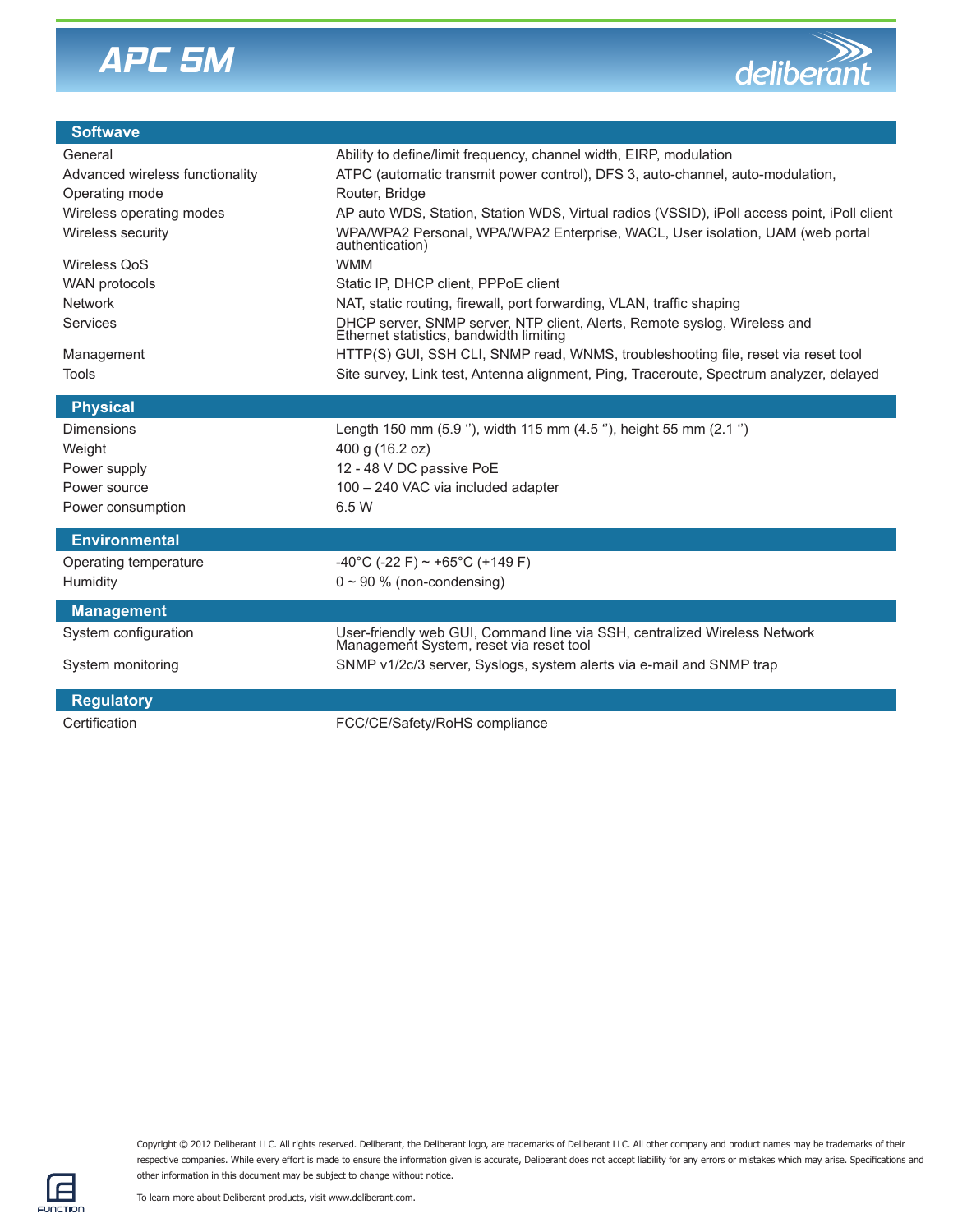# APC 5M

deliberant

## Softwave

| | |
|---|---|
| General | Ability to define/limit frequency, channel width, EIRP, modulation |
| Advanced wireless functionality | ATPC (automatic transmit power control), DFS 3, auto-channel, auto-modulation, |
| Operating mode | Router, Bridge |
| Wireless operating modes | AP auto WDS, Station, Station WDS, Virtual radios (VSSID), iPoll access point, iPoll client |
| Wireless security | WPA/WPA2 Personal, WPA/WPA2 Enterprise, WACL, User isolation, UAM (web portal authentication) |
| Wireless QoS | WMM |
| WAN protocols | Static IP, DHCP client, PPPoE client |
| Network | NAT, static routing, firewall, port forwarding, VLAN, traffic shaping |
| Services | DHCP server, SNMP server, NTP client, Alerts, Remote syslog, Wireless and Ethernet statistics, bandwidth limiting |
| Management | HTTP(S) GUI, SSH CLI, SNMP read, WNMS, troubleshooting file, reset via reset tool |
| Tools | Site survey, Link test, Antenna alignment, Ping, Traceroute, Spectrum analyzer, delayed |

## Physical

| | |
|---|---|
| Dimensions | Length 150 mm (5.9 ''), width 115 mm (4.5 ''), height 55 mm (2.1 '') |
| Weight | 400 g (16.2 oz) |
| Power supply | 12 - 48 V DC passive PoE |
| Power source | 100 – 240 VAC via included adapter |
| Power consumption | 6.5 W |

## Environmental

| | |
|---|---|
| Operating temperature | -40°C (-22 F) ~ +65°C (+149 F) |
| Humidity | 0 ~ 90 % (non-condensing) |

## Management

| | |
|---|---|
| System configuration | User-friendly web GUI, Command line via SSH, centralized Wireless Network Management System, reset via reset tool |
| System monitoring | SNMP v1/2c/3 server, Syslogs, system alerts via e-mail and SNMP trap |

## Regulatory

| | |
|---|---|
| Certification | FCC/CE/Safety/RoHS compliance |

Copyright © 2012 Deliberant LLC. All rights reserved. Deliberant, the Deliberant logo, are trademarks of Deliberant LLC. All other company and product names may be trademarks of their respective companies. While every effort is made to ensure the information given is accurate, Deliberant does not accept liability for any errors or mistakes which may arise. Specifications and other information in this document may be subject to change without notice.

To learn more about Deliberant products, visit www.deliberant.com.

FUNCTION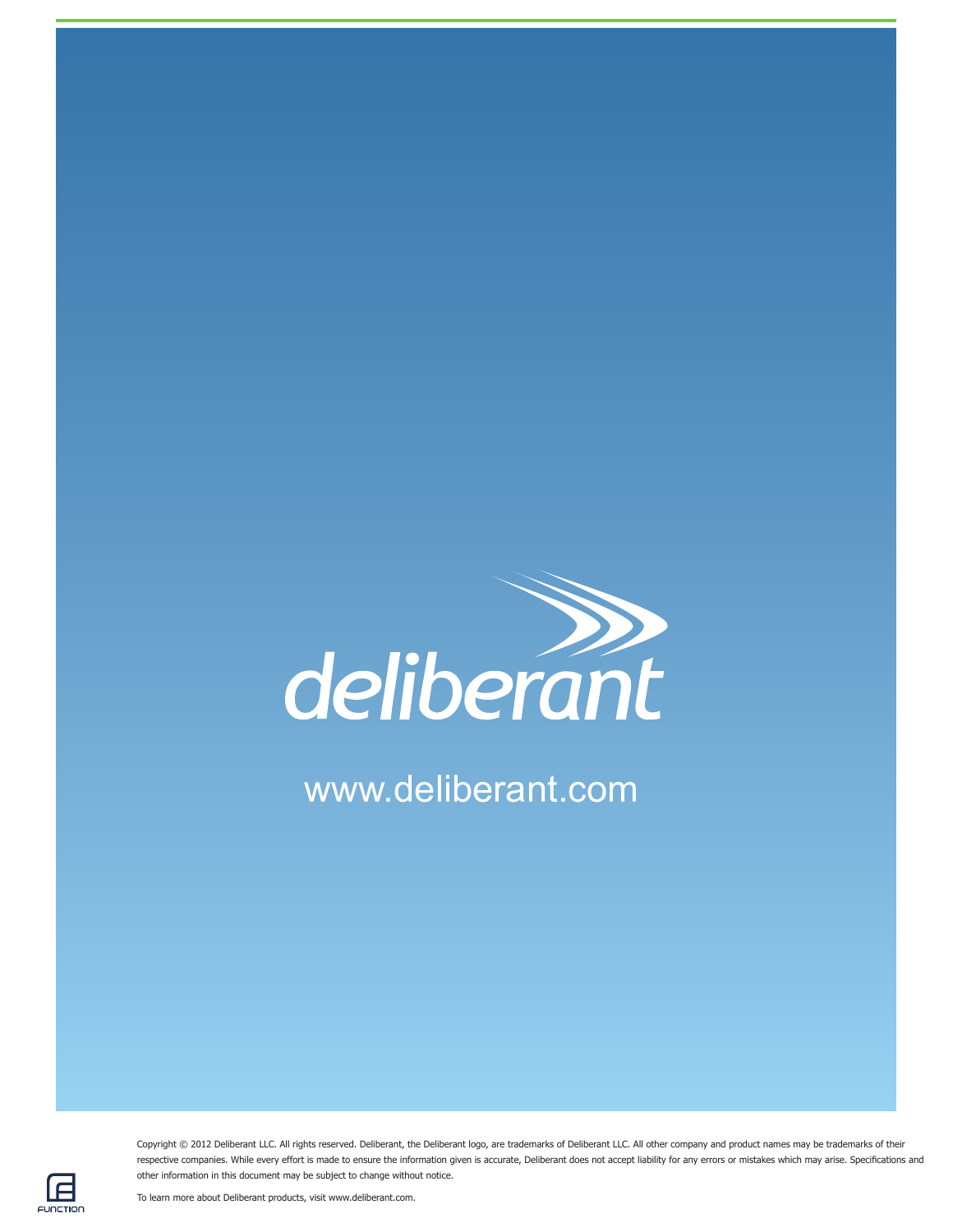deliberant

www.deliberant.com

Copyright © 2012 Deliberant LLC. All rights reserved. Deliberant, the Deliberant logo, are trademarks of Deliberant LLC. All other company and product names may be trademarks of their respective companies. While every effort is made to ensure the information given is accurate, Deliberant does not accept liability for any errors or mistakes which may arise. Specifications and other information in this document may be subject to change without notice.

To learn more about Deliberant products, visit www.deliberant.com.